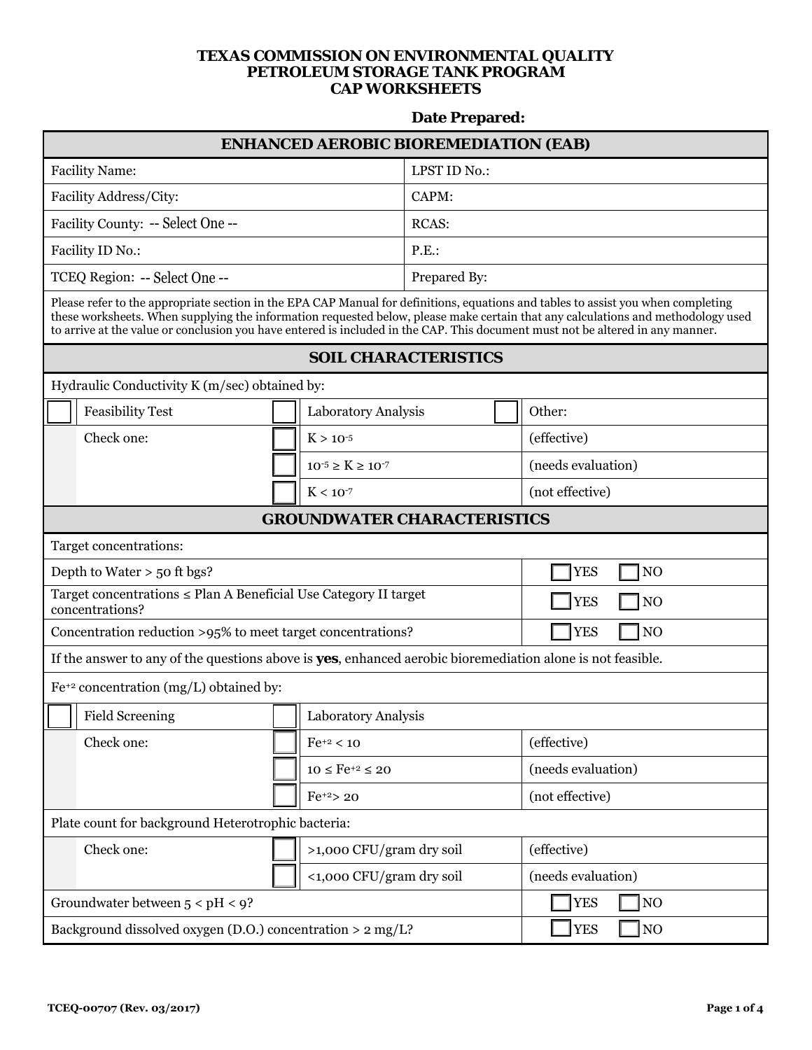# TEXAS COMMISSION ON ENVIRONMENTAL QUALITY
# PETROLEUM STORAGE TANK PROGRAM
# CAP WORKSHEETS

**Date Prepared:**

## ENHANCED AEROBIC BIOREMEDIATION (EAB)

| | |
|---|---|
| Facility Name: | LPST ID No.: |
| Facility Address/City: | CAPM: |
| Facility County: -- Select One -- | RCAS: |
| Facility ID No.: | P.E.: |
| TCEQ Region: -- Select One -- | Prepared By: |

Please refer to the appropriate section in the EPA CAP Manual for definitions, equations and tables to assist you when completing these worksheets. When supplying the information requested below, please make certain that any calculations and methodology used to arrive at the value or conclusion you have entered is included in the CAP. This document must not be altered in any manner.

## SOIL CHARACTERISTICS

Hydraulic Conductivity K (m/sec) obtained by:

| | | | |
|---|---|---|---|
| ☐ Feasibility Test | ☐ Laboratory Analysis | ☐ Other: | |
| Check one: | ☐ | $K > 10^{-5}$ | (effective) |
| | ☐ | $10^{-5} \geq K \geq 10^{-7}$ | (needs evaluation) |
| | ☐ | $K < 10^{-7}$ | (not effective) |

## GROUNDWATER CHARACTERISTICS

Target concentrations:

| | |
|---|---|
| Depth to Water > 50 ft bgs? | ☐ YES ☐ NO |
| Target concentrations ≤ Plan A Beneficial Use Category II target concentrations? | ☐ YES ☐ NO |
| Concentration reduction >95% to meet target concentrations? | ☐ YES ☐ NO |

If the answer to any of the questions above is **yes**, enhanced aerobic bioremediation alone is not feasible.

$Fe^{+2}$ concentration (mg/L) obtained by:

| | | | |
|---|---|---|---|
| ☐ Field Screening | ☐ Laboratory Analysis | | |
| Check one: | ☐ | $Fe^{+2} < 10$ | (effective) |
| | ☐ | $10 \leq Fe^{+2} \leq 20$ | (needs evaluation) |
| | ☐ | $Fe^{+2} > 20$ | (not effective) |

Plate count for background Heterotrophic bacteria:

| | | | |
|---|---|---|---|
| Check one: | ☐ | >1,000 CFU/gram dry soil | (effective) |
| | ☐ | <1,000 CFU/gram dry soil | (needs evaluation) |

| | |
|---|---|
| Groundwater between $5 < pH < 9$? | ☐ YES ☐ NO |
| Background dissolved oxygen (D.O.) concentration > 2 mg/L? | ☐ YES ☐ NO |

TCEQ-00707 (Rev. 03/2017)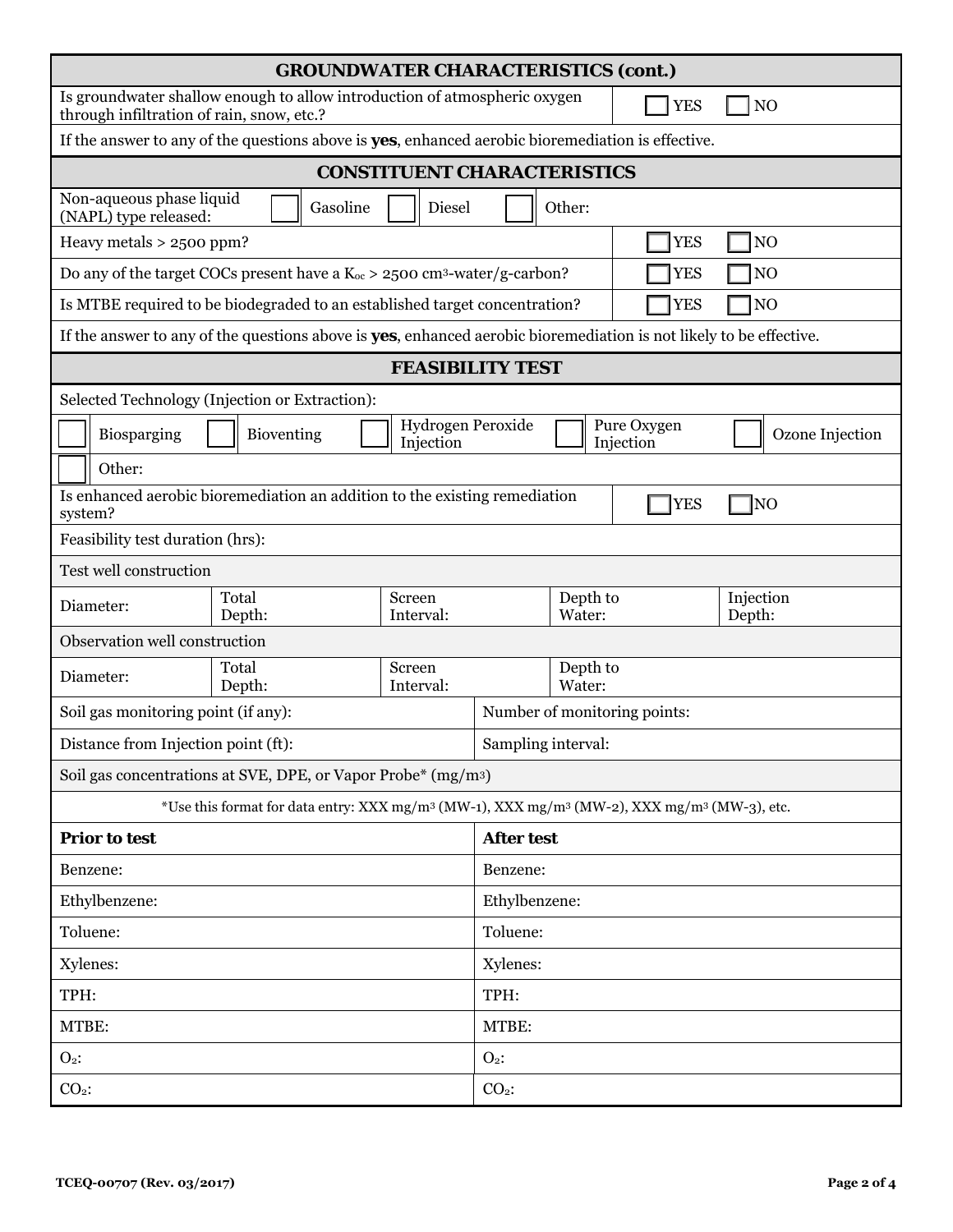## GROUNDWATER CHARACTERISTICS (cont.)

| Question | Answer |
|---|---|
| Is groundwater shallow enough to allow introduction of atmospheric oxygen through infiltration of rain, snow, etc.? | ☐ YES ☐ NO |

If the answer to any of the questions above is **yes**, enhanced aerobic bioremediation is effective.

## CONSTITUENT CHARACTERISTICS

Non-aqueous phase liquid (NAPL) type released: ☐ Gasoline ☐ Diesel ☐ Other:

| Question | Answer |
|---|---|
| Heavy metals > 2500 ppm? | ☐ YES ☐ NO |
| Do any of the target COCs present have a $K_{oc}$ > 2500 $cm^3$-water/g-carbon? | ☐ YES ☐ NO |
| Is MTBE required to be biodegraded to an established target concentration? | ☐ YES ☐ NO |

If the answer to any of the questions above is **yes**, enhanced aerobic bioremediation is not likely to be effective.

## FEASIBILITY TEST

Selected Technology (Injection or Extraction):

☐ Biosparging ☐ Bioventing ☐ Hydrogen Peroxide Injection ☐ Pure Oxygen Injection ☐ Ozone Injection

☐ Other:

| Question | Answer |
|---|---|
| Is enhanced aerobic bioremediation an addition to the existing remediation system? | ☐ YES ☐ NO |

Feasibility test duration (hrs):

**Test well construction**

| Diameter: | Total Depth: | Screen Interval: | Depth to Water: | Injection Depth: |
|---|---|---|---|---|
| | | | | |

**Observation well construction**

| Diameter: | Total Depth: | Screen Interval: | Depth to Water: |
|---|---|---|---|
| | | | |

| | |
|---|---|
| Soil gas monitoring point (if any): | Number of monitoring points: |
| Distance from Injection point (ft): | Sampling interval: |

Soil gas concentrations at SVE, DPE, or Vapor Probe* ($mg/m^3$)

*Use this format for data entry: XXX $mg/m^3$ (MW-1), XXX $mg/m^3$ (MW-2), XXX $mg/m^3$ (MW-3), etc.

| **Prior to test** | **After test** |
|---|---|
| Benzene: | Benzene: |
| Ethylbenzene: | Ethylbenzene: |
| Toluene: | Toluene: |
| Xylenes: | Xylenes: |
| TPH: | TPH: |
| MTBE: | MTBE: |
| $O_2$: | $O_2$: |
| $CO_2$: | $CO_2$: |

TCEQ-00707 (Rev. 03/2017)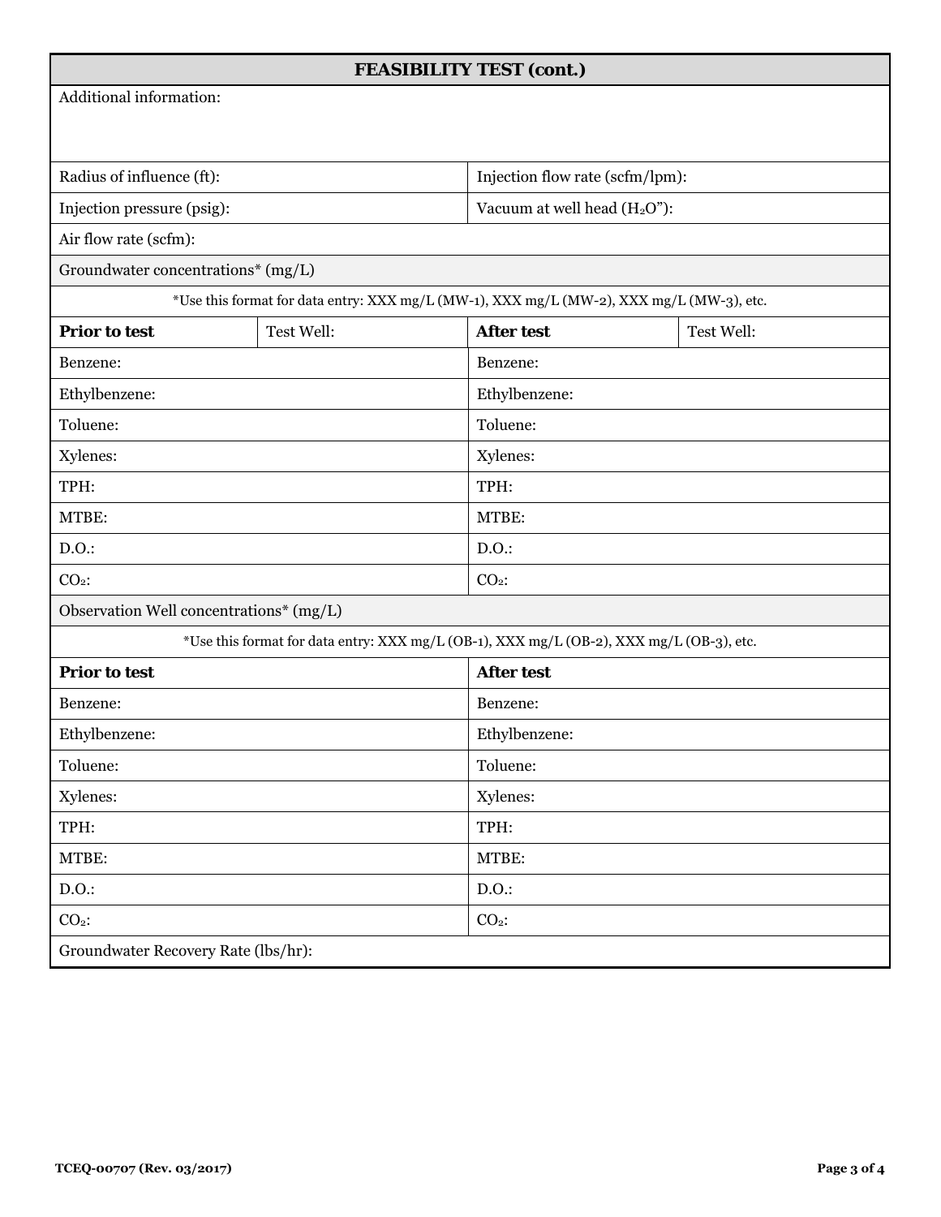| FEASIBILITY TEST (cont.) | | | |
|---|---|---|---|
| Additional information: | | | |
| Radius of influence (ft): | | Injection flow rate (scfm/lpm): | |
| Injection pressure (psig): | | Vacuum at well head ($H_2O$”): | |
| Air flow rate (scfm): | | | |
| Groundwater concentrations* (mg/L) | | | |
| *Use this format for data entry: XXX mg/L (MW-1), XXX mg/L (MW-2), XXX mg/L (MW-3), etc. | | | |
| **Prior to test** | Test Well: | **After test** | Test Well: |
| Benzene: | | Benzene: | |
| Ethylbenzene: | | Ethylbenzene: | |
| Toluene: | | Toluene: | |
| Xylenes: | | Xylenes: | |
| TPH: | | TPH: | |
| MTBE: | | MTBE: | |
| D.O.: | | D.O.: | |
| $CO_2$: | | $CO_2$: | |
| Observation Well concentrations* (mg/L) | | | |
| *Use this format for data entry: XXX mg/L (OB-1), XXX mg/L (OB-2), XXX mg/L (OB-3), etc. | | | |
| **Prior to test** | | **After test** | |
| Benzene: | | Benzene: | |
| Ethylbenzene: | | Ethylbenzene: | |
| Toluene: | | Toluene: | |
| Xylenes: | | Xylenes: | |
| TPH: | | TPH: | |
| MTBE: | | MTBE: | |
| D.O.: | | D.O.: | |
| $CO_2$: | | $CO_2$: | |
| Groundwater Recovery Rate (lbs/hr): | | | |

**TCEQ-00707 (Rev. 03/2017)**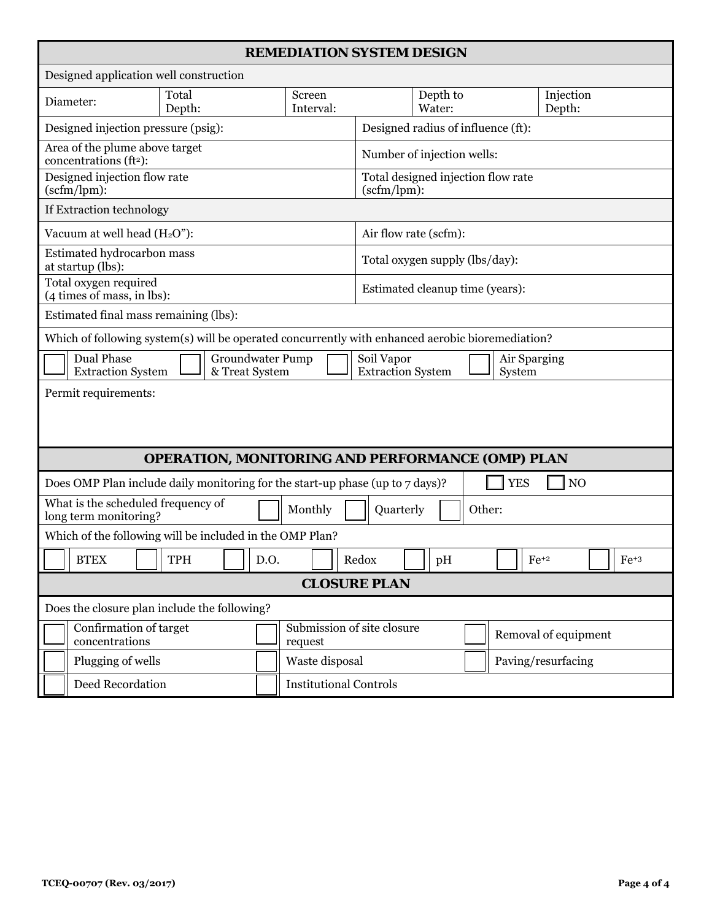## REMEDIATION SYSTEM DESIGN

Designed application well construction

| | | | | |
|---|---|---|---|---|
| Diameter: | Total Depth: | Screen Interval: | Depth to Water: | Injection Depth: |

| | |
|---|---|
| Designed injection pressure (psig): | Designed radius of influence (ft): |
| Area of the plume above target concentrations ($ft^2$): | Number of injection wells: |
| Designed injection flow rate (scfm/lpm): | Total designed injection flow rate (scfm/lpm): |

If Extraction technology

| | |
|---|---|
| Vacuum at well head ($H_2O$"): | Air flow rate (scfm): |
| Estimated hydrocarbon mass at startup (lbs): | Total oxygen supply (lbs/day): |
| Total oxygen required (4 times of mass, in lbs): | Estimated cleanup time (years): |

Estimated final mass remaining (lbs):

Which of following system(s) will be operated concurrently with enhanced aerobic bioremediation?

- ☐ Dual Phase Extraction System
- ☐ Groundwater Pump & Treat System
- ☐ Soil Vapor Extraction System
- ☐ Air Sparging System

Permit requirements:

## OPERATION, MONITORING AND PERFORMANCE (OMP) PLAN

Does OMP Plan include daily monitoring for the start-up phase (up to 7 days)? ☐ YES ☐ NO

What is the scheduled frequency of long term monitoring? ☐ Monthly ☐ Quarterly ☐ Other:

Which of the following will be included in the OMP Plan?

☐ BTEX ☐ TPH ☐ D.O. ☐ Redox ☐ pH ☐ $Fe^{+2}$ ☐ $Fe^{+3}$

## CLOSURE PLAN

Does the closure plan include the following?

- ☐ Confirmation of target concentrations
- ☐ Submission of site closure request
- ☐ Removal of equipment
- ☐ Plugging of wells
- ☐ Waste disposal
- ☐ Paving/resurfacing
- ☐ Deed Recordation
- ☐ Institutional Controls

TCEQ-00707 (Rev. 03/2017)